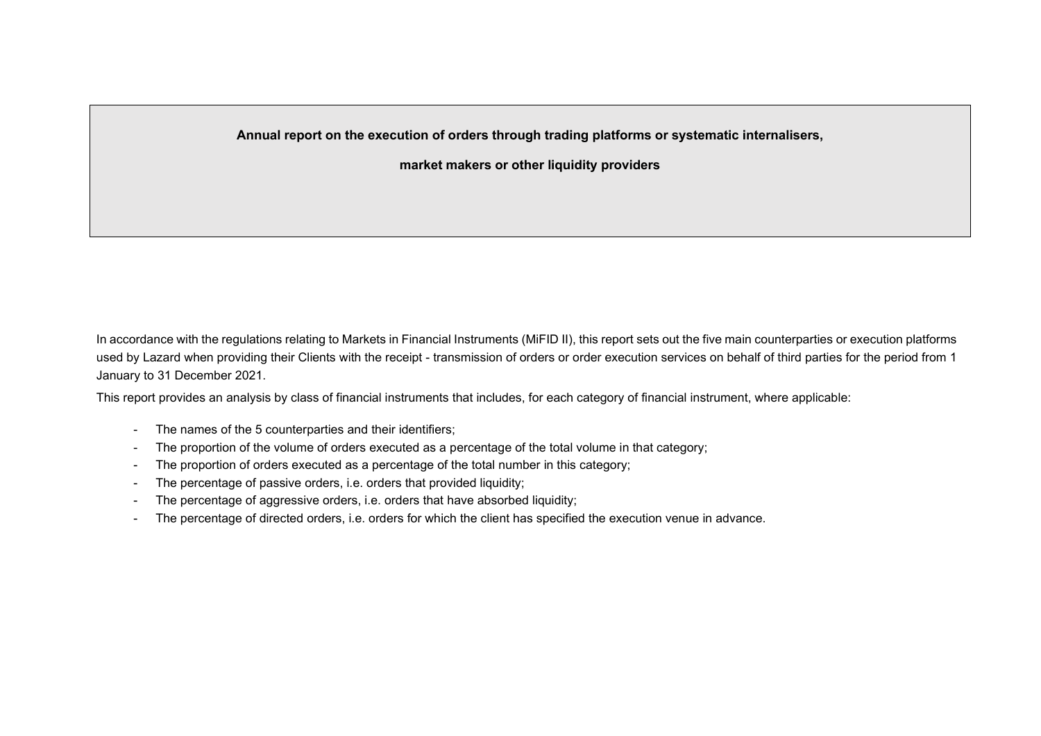# Annual report on the execution of orders through trading platforms or systematic internalisers, market makers or other liquidity providers

In accordance with the regulations relating to Markets in Financial Instruments (MiFID II), this report sets out the five main counterparties or execution platforms used by Lazard when providing their Clients with the receipt - transmission of orders or order execution services on behalf of third parties for the period from 1 January to 31 December 2021.

This report provides an analysis by class of financial instruments that includes, for each category of financial instrument, where applicable:

- The names of the 5 counterparties and their identifiers;
- The proportion of the volume of orders executed as a percentage of the total volume in that category;
- The proportion of orders executed as a percentage of the total number in this category;
- The percentage of passive orders, i.e. orders that provided liquidity;
- The percentage of aggressive orders, i.e. orders that have absorbed liquidity;
- The percentage of directed orders, i.e. orders for which the client has specified the execution venue in advance.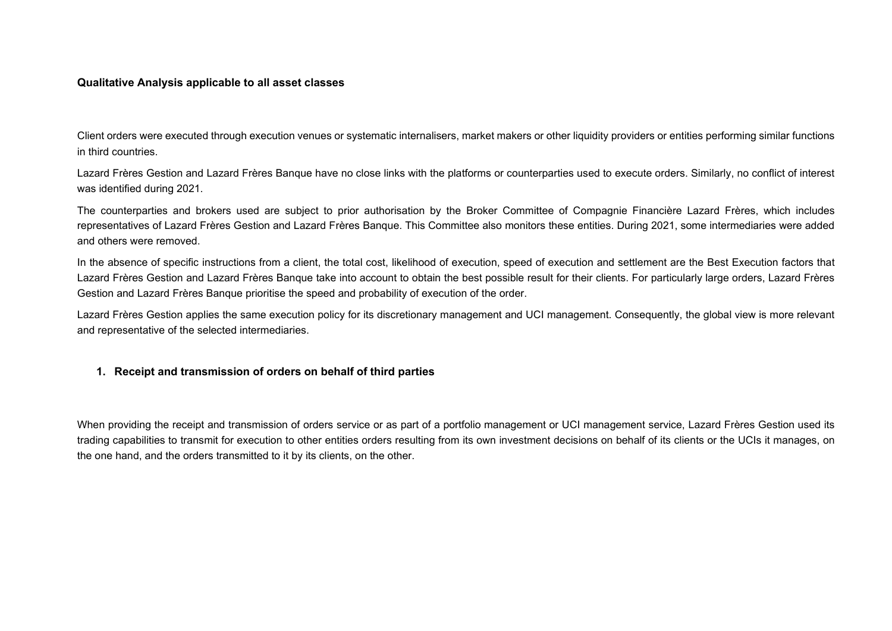## Qualitative Analysis applicable to all asset classes

Client orders were executed through execution venues or systematic internalisers, market makers or other liquidity providers or entities performing similar functions in third countries.

Lazard Frères Gestion and Lazard Frères Banque have no close links with the platforms or counterparties used to execute orders. Similarly, no conflict of interest was identified during 2021.

The counterparties and brokers used are subject to prior authorisation by the Broker Committee of Compagnie Financière Lazard Frères, which includes representatives of Lazard Frères Gestion and Lazard Frères Banque. This Committee also monitors these entities. During 2021, some intermediaries were added and others were removed.

In the absence of specific instructions from a client, the total cost, likelihood of execution, speed of execution and settlement are the Best Execution factors that Lazard Frères Gestion and Lazard Frères Banque take into account to obtain the best possible result for their clients. For particularly large orders, Lazard Frères Gestion and Lazard Frères Banque prioritise the speed and probability of execution of the order.

Lazard Frères Gestion applies the same execution policy for its discretionary management and UCI management. Consequently, the global view is more relevant and representative of the selected intermediaries.

### 1. Receipt and transmission of orders on behalf of third parties

When providing the receipt and transmission of orders service or as part of a portfolio management or UCI management service, Lazard Frères Gestion used its trading capabilities to transmit for execution to other entities orders resulting from its own investment decisions on behalf of its clients or the UCIs it manages, on the one hand, and the orders transmitted to it by its clients, on the other.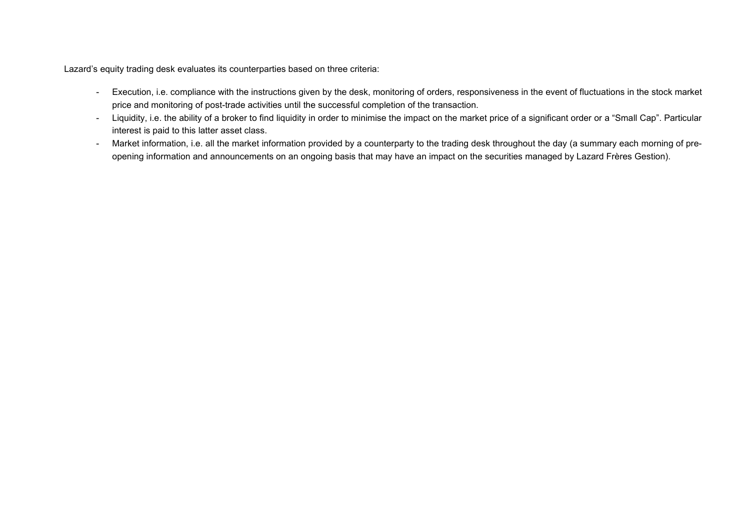Lazard’s equity trading desk evaluates its counterparties based on three criteria:

- Execution, i.e. compliance with the instructions given by the desk, monitoring of orders, responsiveness in the event of fluctuations in the stock market price and monitoring of post-trade activities until the successful completion of the transaction.
- Liquidity, i.e. the ability of a broker to find liquidity in order to minimise the impact on the market price of a significant order or a “Small Cap”. Particular interest is paid to this latter asset class.
- Market information, i.e. all the market information provided by a counterparty to the trading desk throughout the day (a summary each morning of pre-opening information and announcements on an ongoing basis that may have an impact on the securities managed by Lazard Frères Gestion).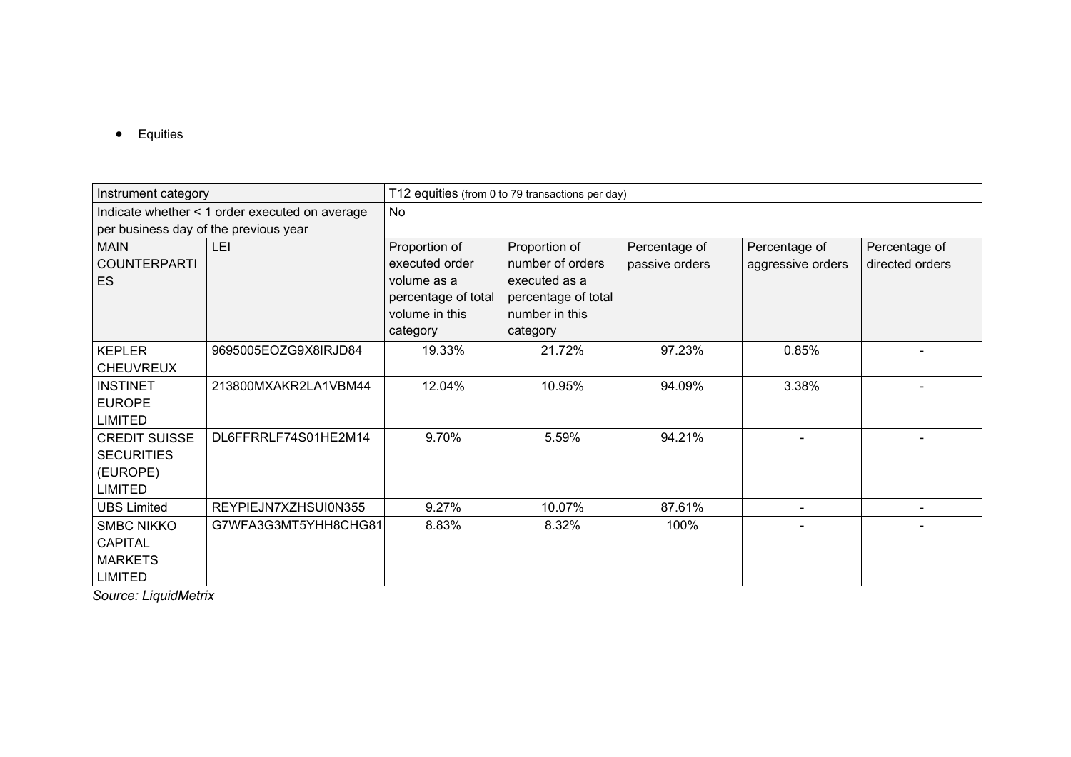- Equities

| Instrument category | | T12 equities (from 0 to 79 transactions per day) | | | | |
|---|---|---|---|---|---|---|
| Indicate whether < 1 order executed on average per business day of the previous year | | No | | | | |
| MAIN COUNTERPARTIES | LEI | Proportion of executed order volume as a percentage of total volume in this category | Proportion of number of orders executed as a percentage of total number in this category | Percentage of passive orders | Percentage of aggressive orders | Percentage of directed orders |
| KEPLER CHEUVREUX | 9695005EOZG9X8IRJD84 | 19.33% | 21.72% | 97.23% | 0.85% | - |
| INSTINET EUROPE LIMITED | 213800MXAKR2LA1VBM44 | 12.04% | 10.95% | 94.09% | 3.38% | - |
| CREDIT SUISSE SECURITIES (EUROPE) LIMITED | DL6FFRRLF74S01HE2M14 | 9.70% | 5.59% | 94.21% | - | - |
| UBS Limited | REYPIEJN7XZHSUI0N355 | 9.27% | 10.07% | 87.61% | - | - |
| SMBC NIKKO CAPITAL MARKETS LIMITED | G7WFA3G3MT5YHH8CHG81 | 8.83% | 8.32% | 100% | - | - |

*Source: LiquidMetrix*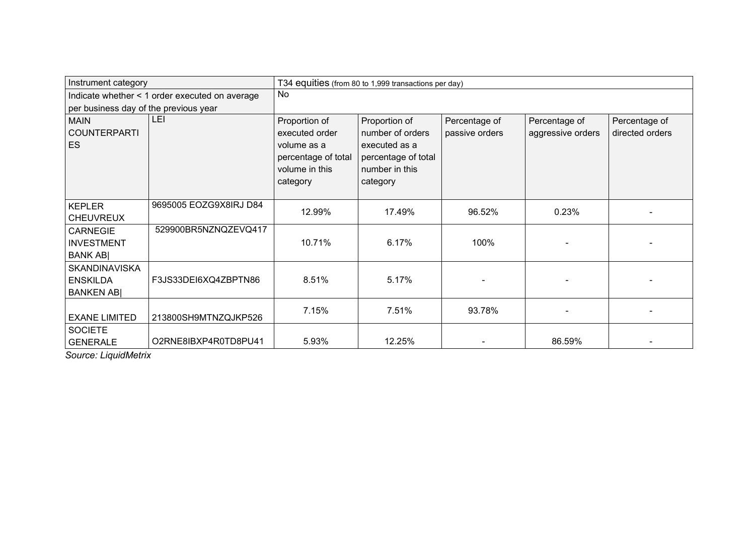| Instrument category | | T34 equities (from 80 to 1,999 transactions per day) | | | | |
|---|---|---|---|---|---|---|
| Indicate whether < 1 order executed on average per business day of the previous year | | No | | | | |
| MAIN COUNTERPARTIES | LEI | Proportion of executed order volume as a percentage of total volume in this category | Proportion of number of orders executed as a percentage of total number in this category | Percentage of passive orders | Percentage of aggressive orders | Percentage of directed orders |
| KEPLER CHEUVREUX | 9695005 EOZG9X8IRJ D84 | 12.99% | 17.49% | 96.52% | 0.23% | - |
| CARNEGIE INVESTMENT BANK AB\| | 529900BR5NZNQZEVQ417 | 10.71% | 6.17% | 100% | - | - |
| SKANDINAVISKA ENSKILDA BANKEN AB\| | F3JS33DEI6XQ4ZBPTN86 | 8.51% | 5.17% | - | - | - |
| EXANE LIMITED | 213800SH9MTNZQJKP526 | 7.15% | 7.51% | 93.78% | - | - |
| SOCIETE GENERALE | O2RNE8IBXP4R0TD8PU41 | 5.93% | 12.25% | - | 86.59% | - |

*Source: LiquidMetrix*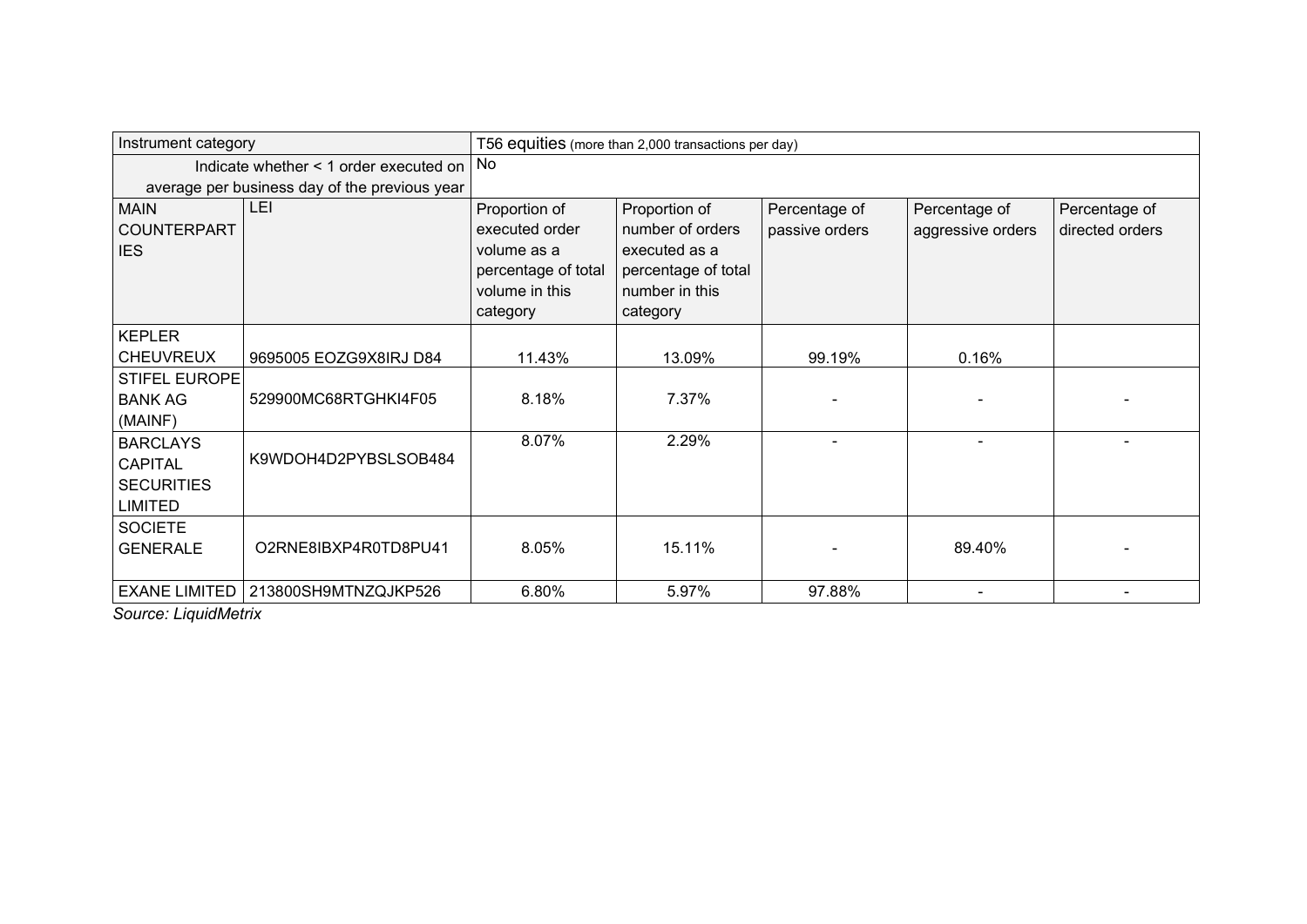| Instrument category | | T56 equities (more than 2,000 transactions per day) | | | | |
|---|---|---|---|---|---|---|
| Indicate whether < 1 order executed on average per business day of the previous year | | No | | | | |
| MAIN COUNTERPARTIES | LEI | Proportion of executed order volume as a percentage of total volume in this category | Proportion of number of orders executed as a percentage of total number in this category | Percentage of passive orders | Percentage of aggressive orders | Percentage of directed orders |
| KEPLER CHEUVREUX | 9695005 EOZG9X8IRJ D84 | 11.43% | 13.09% | 99.19% | 0.16% | |
| STIFEL EUROPE BANK AG (MAINF) | 529900MC68RTGHKI4F05 | 8.18% | 7.37% | - | - | - |
| BARCLAYS CAPITAL SECURITIES LIMITED | K9WDOH4D2PYBSLSOB484 | 8.07% | 2.29% | - | - | - |
| SOCIETE GENERALE | O2RNE8IBXP4R0TD8PU41 | 8.05% | 15.11% | - | 89.40% | - |
| EXANE LIMITED | 213800SH9MTNZQJKP526 | 6.80% | 5.97% | 97.88% | - | - |

*Source: LiquidMetrix*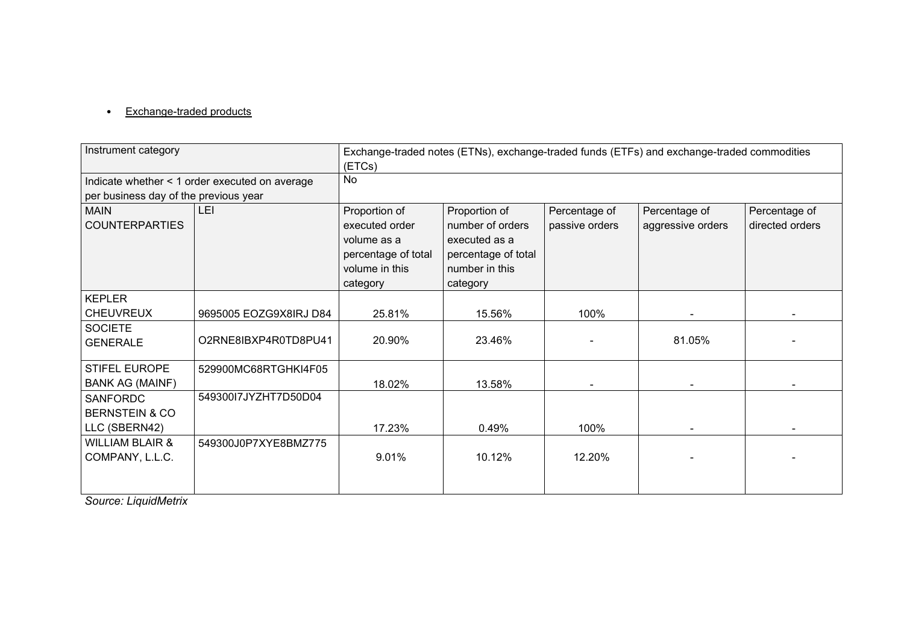- Exchange-traded products

| Instrument category | | Exchange-traded notes (ETNs), exchange-traded funds (ETFs) and exchange-traded commodities (ETCs) | | | | |
|---|---|---|---|---|---|---|
| Indicate whether < 1 order executed on average per business day of the previous year | | No | | | | |
| MAIN COUNTERPARTIES | LEI | Proportion of executed order volume as a percentage of total volume in this category | Proportion of number of orders executed as a percentage of total number in this category | Percentage of passive orders | Percentage of aggressive orders | Percentage of directed orders |
| KEPLER CHEUVREUX | 9695005 EOZG9X8IRJ D84 | 25.81% | 15.56% | 100% | - | - |
| SOCIETE GENERALE | O2RNE8IBXP4R0TD8PU41 | 20.90% | 23.46% | - | 81.05% | - |
| STIFEL EUROPE BANK AG (MAINF) | 529900MC68RTGHKI4F05 | 18.02% | 13.58% | - | - | - |
| SANFORDC BERNSTEIN & CO LLC (SBERN42) | 549300I7JYZHT7D50D04 | 17.23% | 0.49% | 100% | - | - |
| WILLIAM BLAIR & COMPANY, L.L.C. | 549300J0P7XYE8BMZ775 | 9.01% | 10.12% | 12.20% | - | - |

*Source: LiquidMetrix*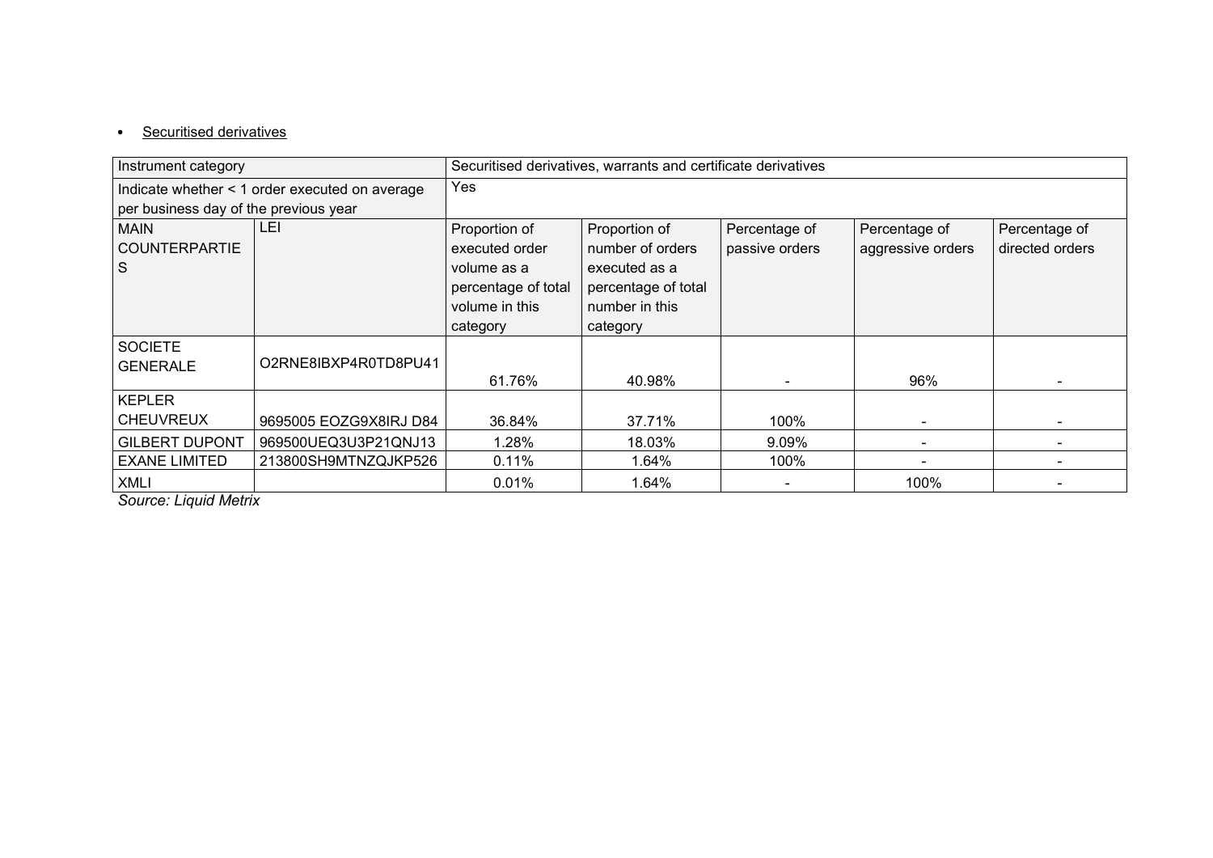- Securitised derivatives

| Instrument category | | Securitised derivatives, warrants and certificate derivatives | | | | |
|---|---|---|---|---|---|---|
| Indicate whether < 1 order executed on average per business day of the previous year | | Yes | | | | |
| MAIN COUNTERPARTIES | LEI | Proportion of executed order volume as a percentage of total volume in this category | Proportion of number of orders executed as a percentage of total number in this category | Percentage of passive orders | Percentage of aggressive orders | Percentage of directed orders |
| SOCIETE GENERALE | O2RNE8IBXP4R0TD8PU41 | 61.76% | 40.98% | - | 96% | - |
| KEPLER CHEUVREUX | 9695005 EOZG9X8IRJ D84 | 36.84% | 37.71% | 100% | - | - |
| GILBERT DUPONT | 969500UEQ3U3P21QNJ13 | 1.28% | 18.03% | 9.09% | - | - |
| EXANE LIMITED | 213800SH9MTNZQJKP526 | 0.11% | 1.64% | 100% | - | - |
| XMLI | | 0.01% | 1.64% | - | 100% | - |

*Source: Liquid Metrix*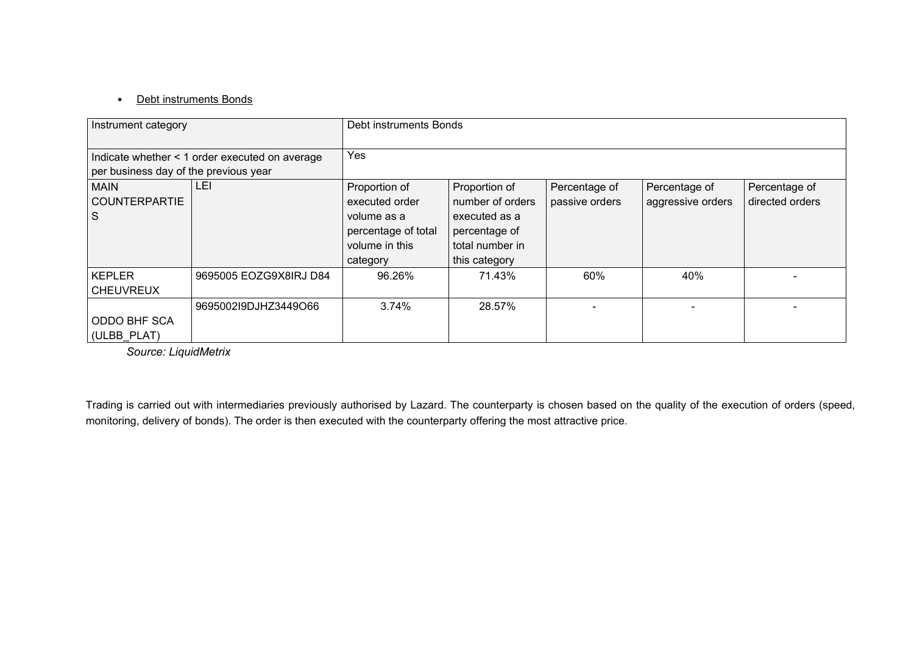- Debt instruments Bonds

| Instrument category | | Debt instruments Bonds | | | | |
|---|---|---|---|---|---|---|
| Indicate whether < 1 order executed on average per business day of the previous year | | Yes | | | | |
| MAIN COUNTERPARTIES | LEI | Proportion of executed order volume as a percentage of total volume in this category | Proportion of number of orders executed as a percentage of total number in this category | Percentage of passive orders | Percentage of aggressive orders | Percentage of directed orders |
| KEPLER CHEUVREUX | 9695005 EOZG9X8IRJ D84 | 96.26% | 71.43% | 60% | 40% | - |
| ODDO BHF SCA (ULBB_PLAT) | 9695002I9DJHZ3449O66 | 3.74% | 28.57% | - | - | - |

*Source: LiquidMetrix*

Trading is carried out with intermediaries previously authorised by Lazard. The counterparty is chosen based on the quality of the execution of orders (speed, monitoring, delivery of bonds). The order is then executed with the counterparty offering the most attractive price.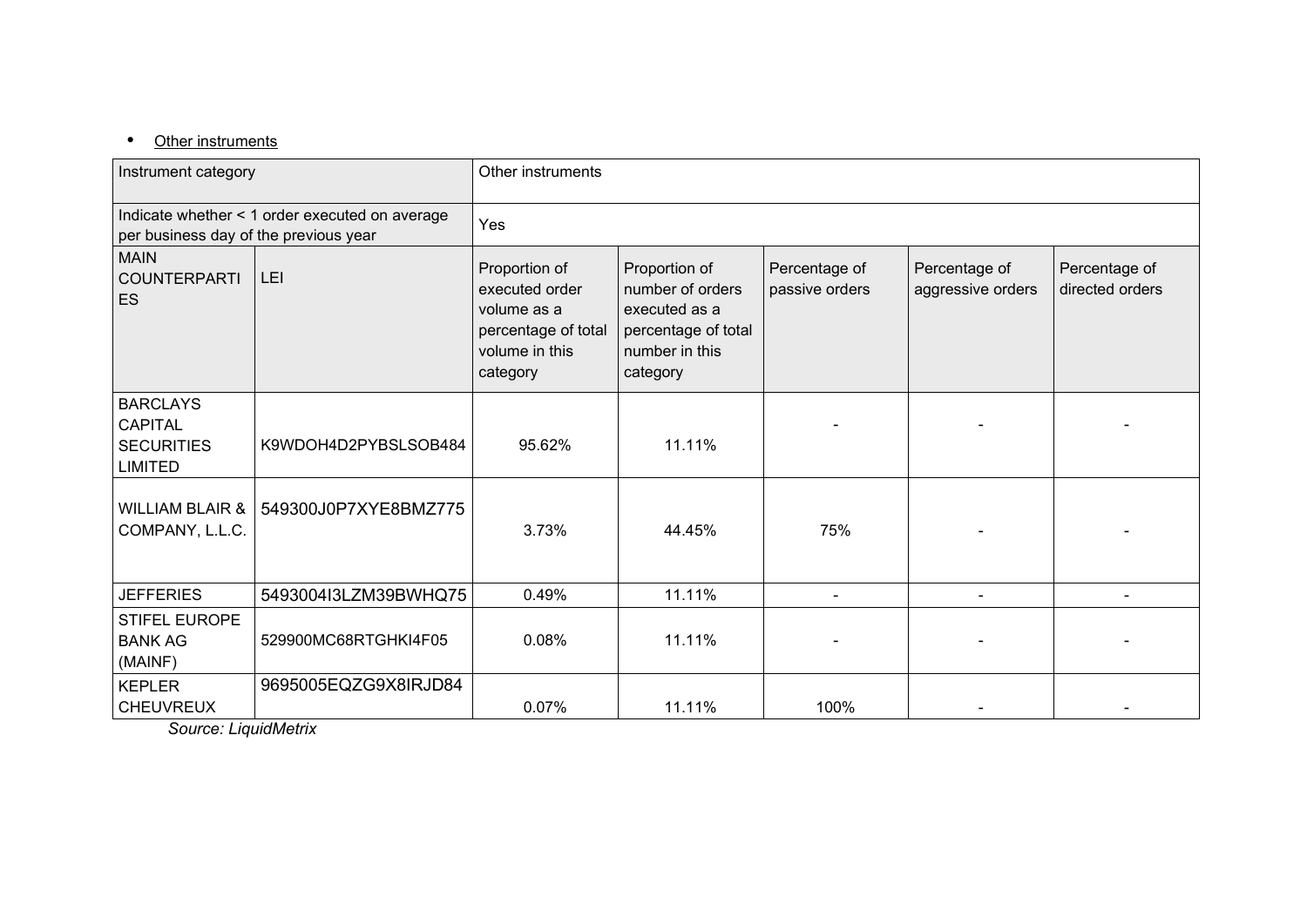- Other instruments

| Instrument category | | Other instruments | | | | |
|---|---|---|---|---|---|---|
| Indicate whether < 1 order executed on average per business day of the previous year | | Yes | | | | |
| MAIN COUNTERPARTIES | LEI | Proportion of executed order volume as a percentage of total volume in this category | Proportion of number of orders executed as a percentage of total number in this category | Percentage of passive orders | Percentage of aggressive orders | Percentage of directed orders |
| BARCLAYS CAPITAL SECURITIES LIMITED | K9WDOH4D2PYBSLSOB484 | 95.62% | 11.11% | - | - | - |
| WILLIAM BLAIR & COMPANY, L.L.C. | 549300J0P7XYE8BMZ775 | 3.73% | 44.45% | 75% | - | - |
| JEFFERIES | 5493004I3LZM39BWHQ75 | 0.49% | 11.11% | - | - | - |
| STIFEL EUROPE BANK AG (MAINF) | 529900MC68RTGHKI4F05 | 0.08% | 11.11% | - | - | - |
| KEPLER CHEUVREUX | 9695005EQZG9X8IRJD84 | 0.07% | 11.11% | 100% | - | - |

*Source: LiquidMetrix*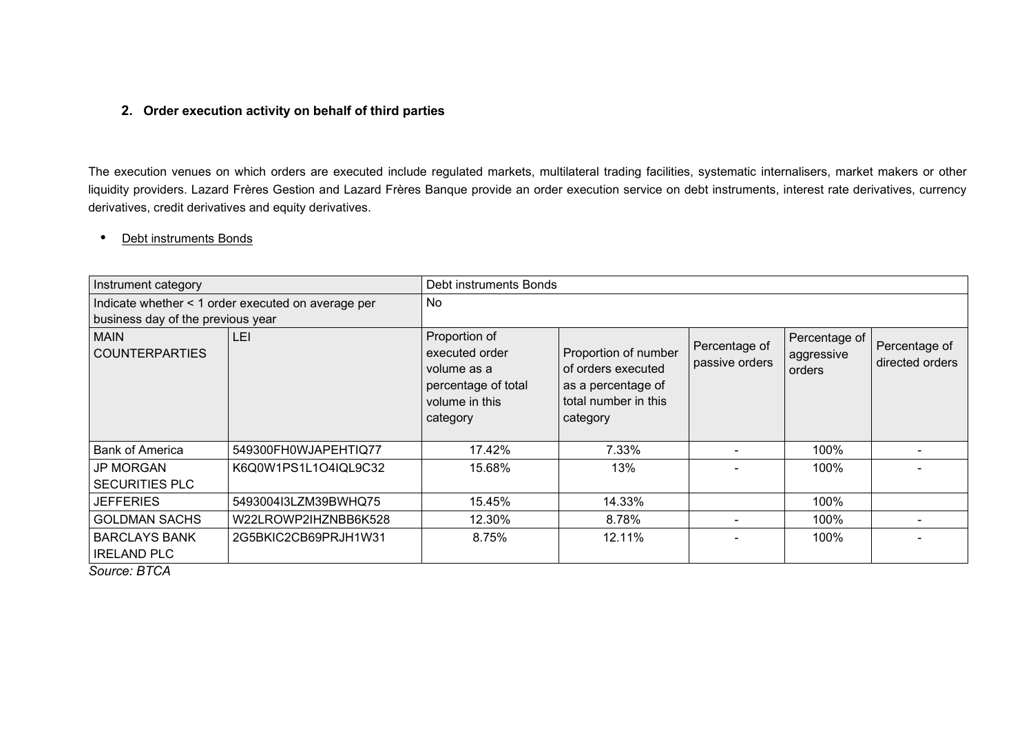## 2. Order execution activity on behalf of third parties

The execution venues on which orders are executed include regulated markets, multilateral trading facilities, systematic internalisers, market makers or other liquidity providers. Lazard Frères Gestion and Lazard Frères Banque provide an order execution service on debt instruments, interest rate derivatives, currency derivatives, credit derivatives and equity derivatives.

- Debt instruments Bonds

| Instrument category | | Debt instruments Bonds | | | | |
|---|---|---|---|---|---|---|
| Indicate whether < 1 order executed on average per business day of the previous year | | No | | | | |
| MAIN COUNTERPARTIES | LEI | Proportion of executed order volume as a percentage of total volume in this category | Proportion of number of orders executed as a percentage of total number in this category | Percentage of passive orders | Percentage of aggressive orders | Percentage of directed orders |
| Bank of America | 549300FH0WJAPEHTIQ77 | 17.42% | 7.33% | - | 100% | - |
| JP MORGAN SECURITIES PLC | K6Q0W1PS1L1O4IQL9C32 | 15.68% | 13% | - | 100% | - |
| JEFFERIES | 5493004I3LZM39BWHQ75 | 15.45% | 14.33% | | 100% | |
| GOLDMAN SACHS | W22LROWP2IHZNBB6K528 | 12.30% | 8.78% | - | 100% | - |
| BARCLAYS BANK IRELAND PLC | 2G5BKIC2CB69PRJH1W31 | 8.75% | 12.11% | - | 100% | - |

*Source: BTCA*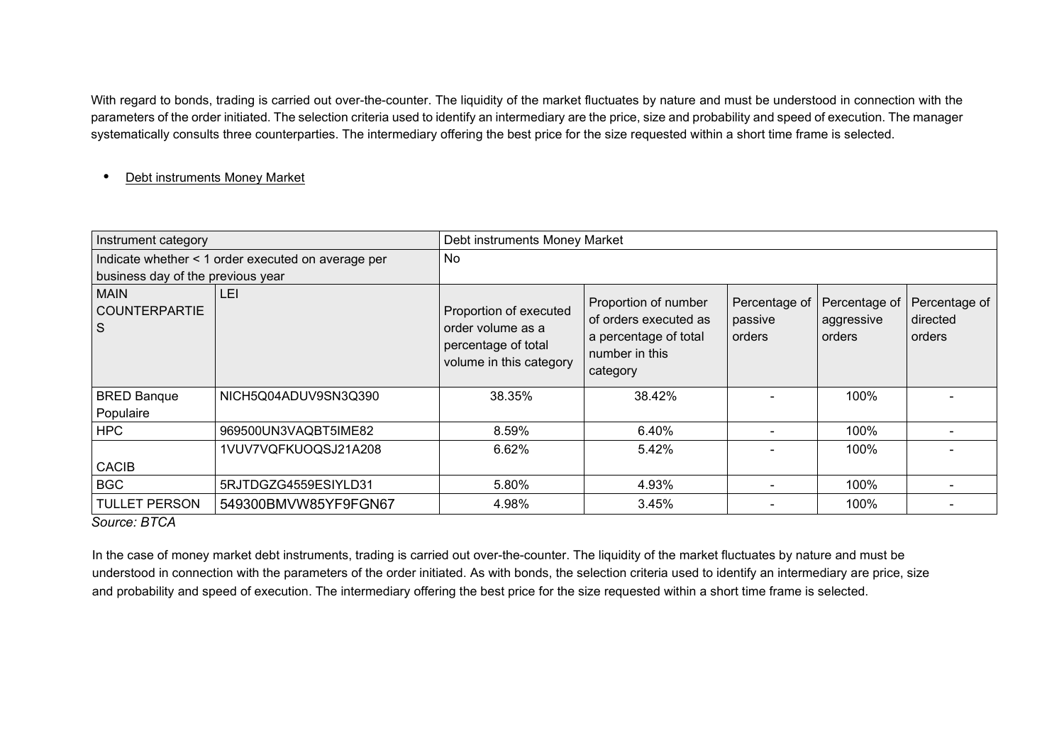With regard to bonds, trading is carried out over-the-counter. The liquidity of the market fluctuates by nature and must be understood in connection with the parameters of the order initiated. The selection criteria used to identify an intermediary are the price, size and probability and speed of execution. The manager systematically consults three counterparties. The intermediary offering the best price for the size requested within a short time frame is selected.

- Debt instruments Money Market

| Instrument category | | Debt instruments Money Market | | | | |
|---|---|---|---|---|---|---|
| Indicate whether < 1 order executed on average per business day of the previous year | | No | | | | |
| MAIN COUNTERPARTIES | LEI | Proportion of executed order volume as a percentage of total volume in this category | Proportion of number of orders executed as a percentage of total number in this category | Percentage of passive orders | Percentage of aggressive orders | Percentage of directed orders |
| BRED Banque Populaire | NICH5Q04ADUV9SN3Q390 | 38.35% | 38.42% | - | 100% | - |
| HPC | 969500UN3VAQBT5IME82 | 8.59% | 6.40% | - | 100% | - |
| CACIB | 1VUV7VQFKUOQSJ21A208 | 6.62% | 5.42% | - | 100% | - |
| BGC | 5RJTDGZG4559ESIYLD31 | 5.80% | 4.93% | - | 100% | - |
| TULLET PERSON | 549300BMVW85YF9FGN67 | 4.98% | 3.45% | - | 100% | - |

*Source: BTCA*

In the case of money market debt instruments, trading is carried out over-the-counter. The liquidity of the market fluctuates by nature and must be understood in connection with the parameters of the order initiated. As with bonds, the selection criteria used to identify an intermediary are price, size and probability and speed of execution. The intermediary offering the best price for the size requested within a short time frame is selected.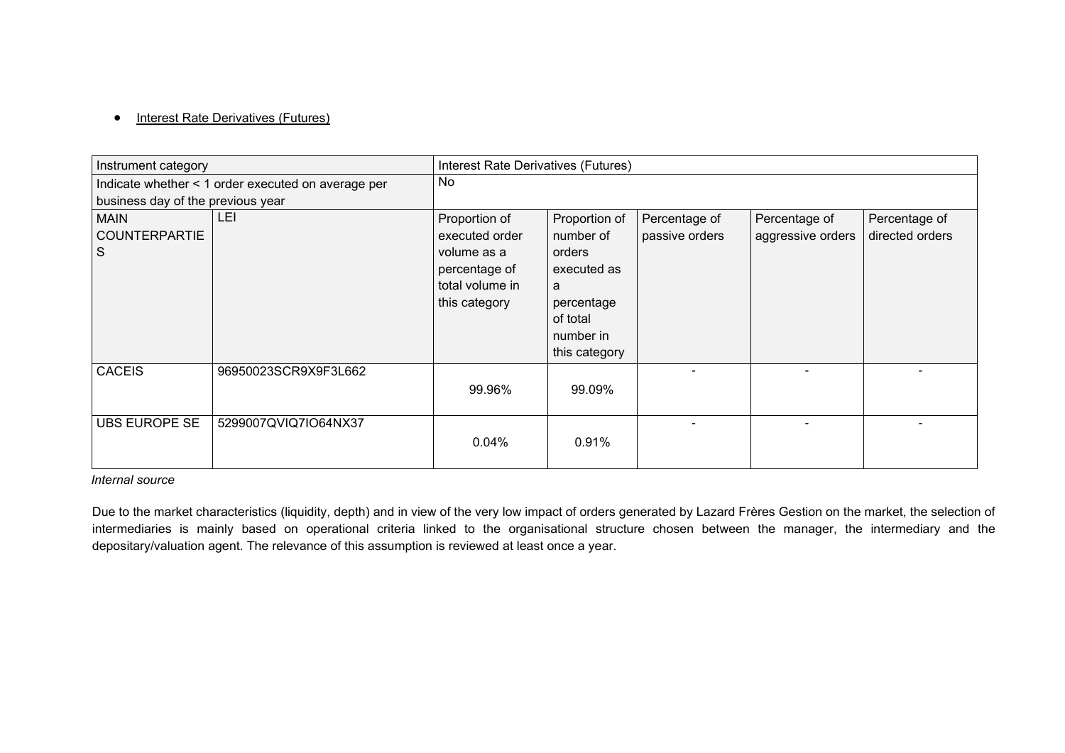- Interest Rate Derivatives (Futures)

| Instrument category | | Interest Rate Derivatives (Futures) | | | | |
|---|---|---|---|---|---|---|
| Indicate whether < 1 order executed on average per business day of the previous year | | No | | | | |
| MAIN COUNTERPARTIES | LEI | Proportion of executed order volume as a percentage of total volume in this category | Proportion of number of orders executed as a percentage of total number in this category | Percentage of passive orders | Percentage of aggressive orders | Percentage of directed orders |
| CACEIS | 96950023SCR9X9F3L662 | 99.96% | 99.09% | - | - | - |
| UBS EUROPE SE | 5299007QVIQ7IO64NX37 | 0.04% | 0.91% | - | - | - |

*Internal source*

Due to the market characteristics (liquidity, depth) and in view of the very low impact of orders generated by Lazard Frères Gestion on the market, the selection of intermediaries is mainly based on operational criteria linked to the organisational structure chosen between the manager, the intermediary and the depositary/valuation agent. The relevance of this assumption is reviewed at least once a year.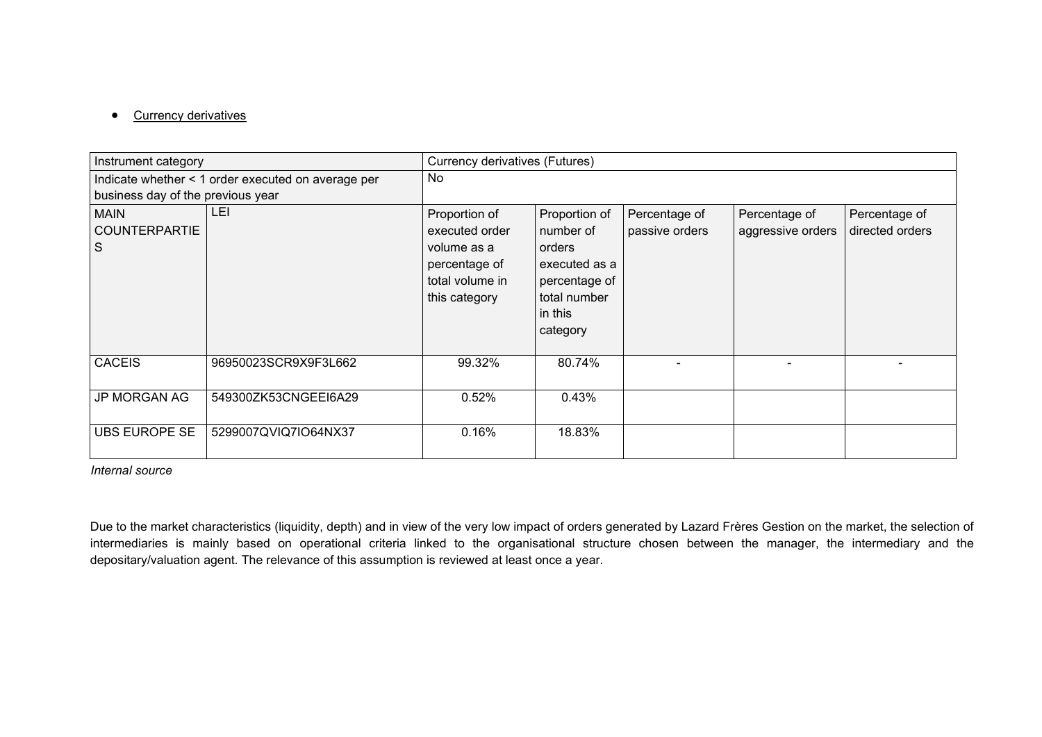- Currency derivatives

| Instrument category | | Currency derivatives (Futures) | | | | |
|---|---|---|---|---|---|---|
| Indicate whether < 1 order executed on average per business day of the previous year | | No | | | | |
| MAIN COUNTERPARTIES | LEI | Proportion of executed order volume as a percentage of total volume in this category | Proportion of number of orders executed as a percentage of total number in this category | Percentage of passive orders | Percentage of aggressive orders | Percentage of directed orders |
| CACEIS | 96950023SCR9X9F3L662 | 99.32% | 80.74% | - | - | - |
| JP MORGAN AG | 549300ZK53CNGEEI6A29 | 0.52% | 0.43% | | | |
| UBS EUROPE SE | 5299007QVIQ7IO64NX37 | 0.16% | 18.83% | | | |

*Internal source*

Due to the market characteristics (liquidity, depth) and in view of the very low impact of orders generated by Lazard Frères Gestion on the market, the selection of intermediaries is mainly based on operational criteria linked to the organisational structure chosen between the manager, the intermediary and the depositary/valuation agent. The relevance of this assumption is reviewed at least once a year.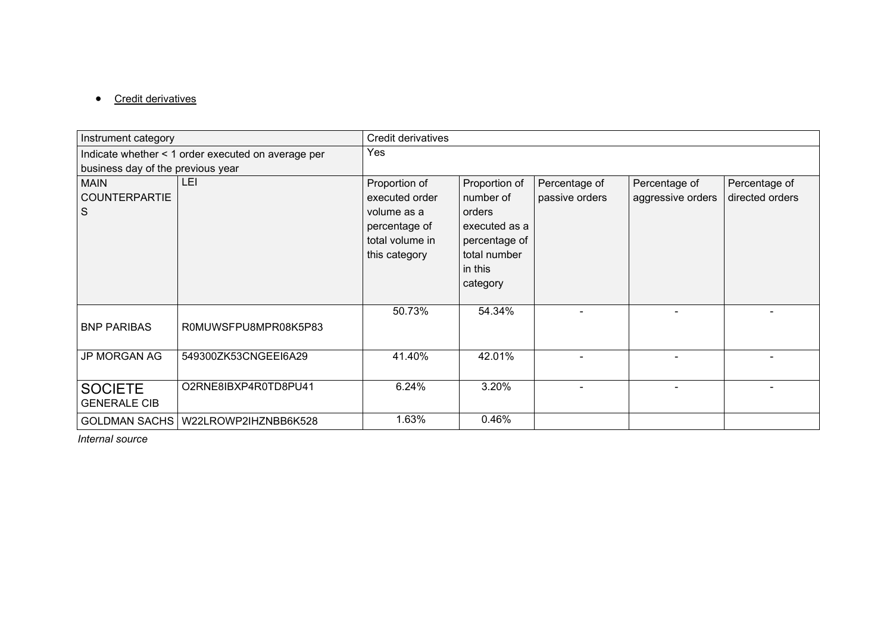- Credit derivatives

| Instrument category | | Credit derivatives | | | | |
|---|---|---|---|---|---|---|
| Indicate whether < 1 order executed on average per business day of the previous year | | Yes | | | | |
| MAIN COUNTERPARTIES | LEI | Proportion of executed order volume as a percentage of total volume in this category | Proportion of number of orders executed as a percentage of total number in this category | Percentage of passive orders | Percentage of aggressive orders | Percentage of directed orders |
| BNP PARIBAS | R0MUWSFPU8MPR08K5P83 | 50.73% | 54.34% | - | - | - |
| JP MORGAN AG | 549300ZK53CNGEEI6A29 | 41.40% | 42.01% | - | - | - |
| SOCIETE GENERALE CIB | O2RNE8IBXP4R0TD8PU41 | 6.24% | 3.20% | - | - | - |
| GOLDMAN SACHS | W22LROWP2IHZNBB6K528 | 1.63% | 0.46% | | | |

*Internal source*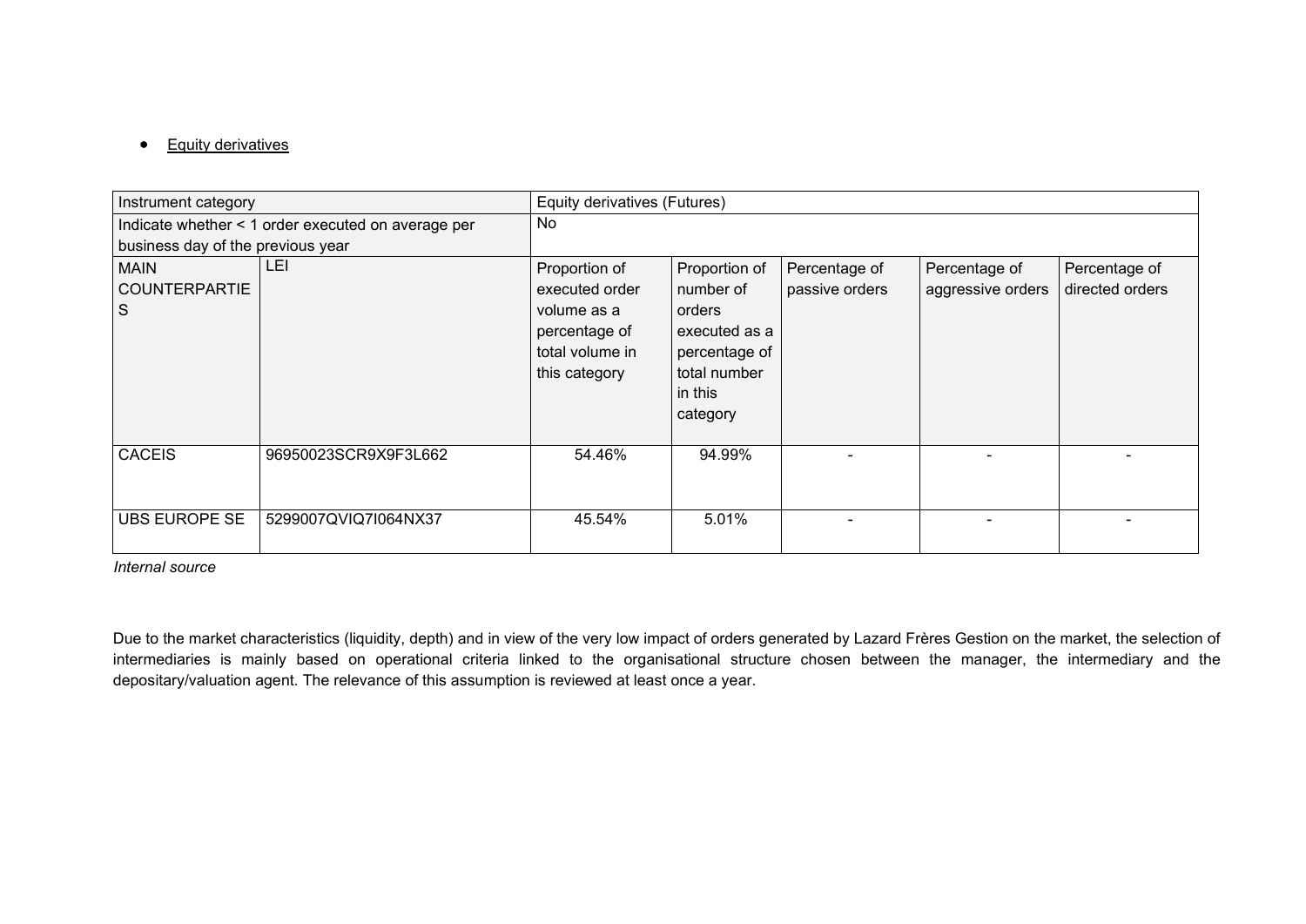- Equity derivatives

| Instrument category | | Equity derivatives (Futures) | | | | |
|---|---|---|---|---|---|---|
| Indicate whether < 1 order executed on average per business day of the previous year | | No | | | | |
| MAIN COUNTERPARTIES | LEI | Proportion of executed order volume as a percentage of total volume in this category | Proportion of number of orders executed as a percentage of total number in this category | Percentage of passive orders | Percentage of aggressive orders | Percentage of directed orders |
| CACEIS | 96950023SCR9X9F3L662 | 54.46% | 94.99% | - | - | - |
| UBS EUROPE SE | 5299007QVIQ7I064NX37 | 45.54% | 5.01% | - | - | - |

*Internal source*

Due to the market characteristics (liquidity, depth) and in view of the very low impact of orders generated by Lazard Frères Gestion on the market, the selection of intermediaries is mainly based on operational criteria linked to the organisational structure chosen between the manager, the intermediary and the depositary/valuation agent. The relevance of this assumption is reviewed at least once a year.